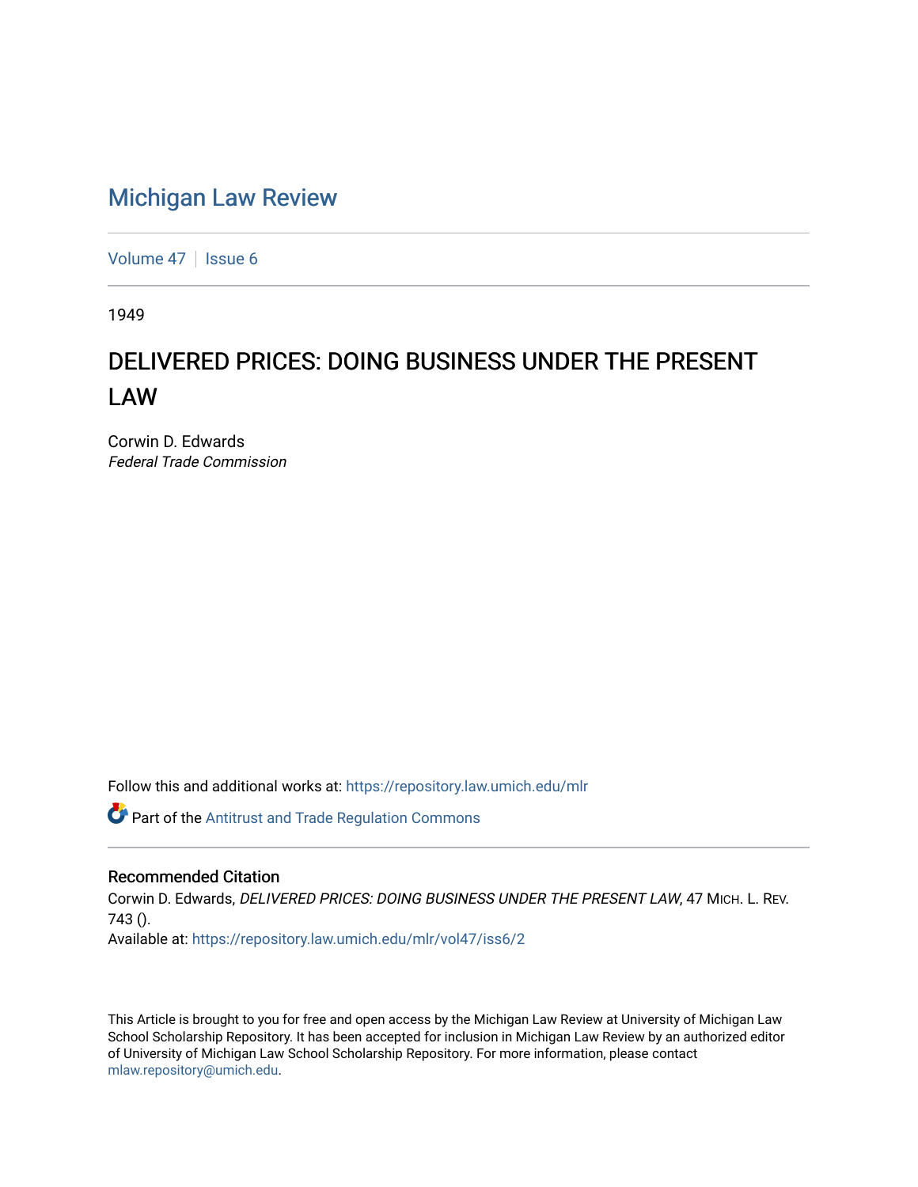# Michigan Law Review

Volume 47 | Issue 6

1949

## DELIVERED PRICES: DOING BUSINESS UNDER THE PRESENT LAW

Corwin D. Edwards
*Federal Trade Commission*

Follow this and additional works at: https://repository.law.umich.edu/mlr

Part of the Antitrust and Trade Regulation Commons

### Recommended Citation

Corwin D. Edwards, *DELIVERED PRICES: DOING BUSINESS UNDER THE PRESENT LAW*, 47 MICH. L. REV. 743 ().
Available at: https://repository.law.umich.edu/mlr/vol47/iss6/2

This Article is brought to you for free and open access by the Michigan Law Review at University of Michigan Law School Scholarship Repository. It has been accepted for inclusion in Michigan Law Review by an authorized editor of University of Michigan Law School Scholarship Repository. For more information, please contact mlaw.repository@umich.edu.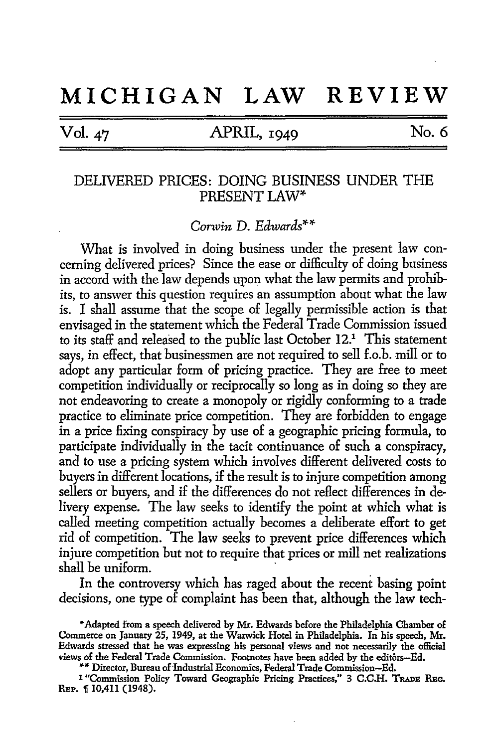# MICHIGAN LAW REVIEW

Vol. 47 APRIL, 1949 No. 6

## DELIVERED PRICES: DOING BUSINESS UNDER THE PRESENT LAW*

*Corwin D. Edwards***

What is involved in doing business under the present law concerning delivered prices? Since the ease or difficulty of doing business in accord with the law depends upon what the law permits and prohibits, to answer this question requires an assumption about what the law is. I shall assume that the scope of legally permissible action is that envisaged in the statement which the Federal Trade Commission issued to its staff and released to the public last October 12.[1] This statement says, in effect, that businessmen are not required to sell f.o.b. mill or to adopt any particular form of pricing practice. They are free to meet competition individually or reciprocally so long as in doing so they are not endeavoring to create a monopoly or rigidly conforming to a trade practice to eliminate price competition. They are forbidden to engage in a price fixing conspiracy by use of a geographic pricing formula, to participate individually in the tacit continuance of such a conspiracy, and to use a pricing system which involves different delivered costs to buyers in different locations, if the result is to injure competition among sellers or buyers, and if the differences do not reflect differences in delivery expense. The law seeks to identify the point at which what is called meeting competition actually becomes a deliberate effort to get rid of competition. The law seeks to prevent price differences which injure competition but not to require that prices or mill net realizations shall be uniform.

In the controversy which has raged about the recent basing point decisions, one type of complaint has been that, although the law tech-

---

*Adapted from a speech delivered by Mr. Edwards before the Philadelphia Chamber of Commerce on January 25, 1949, at the Warwick Hotel in Philadelphia. In his speech, Mr. Edwards stressed that he was expressing his personal views and not necessarily the official views of the Federal Trade Commission. Footnotes have been added by the editors—Ed.

** Director, Bureau of Industrial Economics, Federal Trade Commission—Ed.

[1] "Commission Policy Toward Geographic Pricing Practices," 3 C.C.H. TRADE REG. REP. ¶ 10,411 (1948).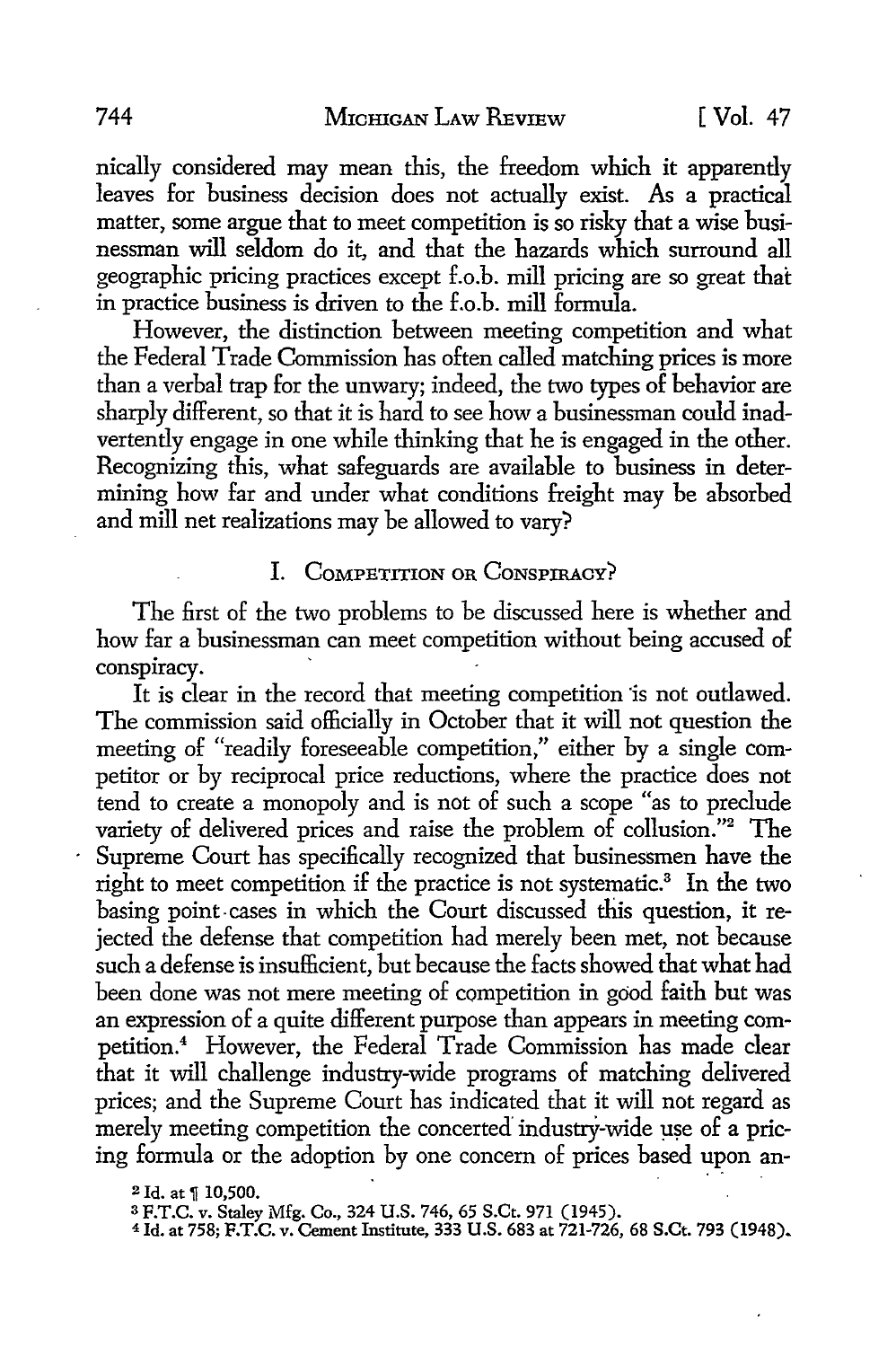nically considered may mean this, the freedom which it apparently leaves for business decision does not actually exist. As a practical matter, some argue that to meet competition is so risky that a wise businessman will seldom do it, and that the hazards which surround all geographic pricing practices except f.o.b. mill pricing are so great that in practice business is driven to the f.o.b. mill formula.

However, the distinction between meeting competition and what the Federal Trade Commission has often called matching prices is more than a verbal trap for the unwary; indeed, the two types of behavior are sharply different, so that it is hard to see how a businessman could inadvertently engage in one while thinking that he is engaged in the other. Recognizing this, what safeguards are available to business in determining how far and under what conditions freight may be absorbed and mill net realizations may be allowed to vary?

## I. Competition or Conspiracy?

The first of the two problems to be discussed here is whether and how far a businessman can meet competition without being accused of conspiracy.

It is clear in the record that meeting competition is not outlawed. The commission said officially in October that it will not question the meeting of "readily foreseeable competition," either by a single competitor or by reciprocal price reductions, where the practice does not tend to create a monopoly and is not of such a scope "as to preclude variety of delivered prices and raise the problem of collusion."[2] The Supreme Court has specifically recognized that businessmen have the right to meet competition if the practice is not systematic.[3] In the two basing point cases in which the Court discussed this question, it rejected the defense that competition had merely been met, not because such a defense is insufficient, but because the facts showed that what had been done was not mere meeting of competition in good faith but was an expression of a quite different purpose than appears in meeting competition.[4] However, the Federal Trade Commission has made clear that it will challenge industry-wide programs of matching delivered prices; and the Supreme Court has indicated that it will not regard as merely meeting competition the concerted industry-wide use of a pricing formula or the adoption by one concern of prices based upon an-

---

[2] Id. at ¶ 10,500.

[3] F.T.C. v. Staley Mfg. Co., 324 U.S. 746, 65 S.Ct. 971 (1945).

[4] Id. at 758; F.T.C. v. Cement Institute, 333 U.S. 683 at 721-726, 68 S.Ct. 793 (1948).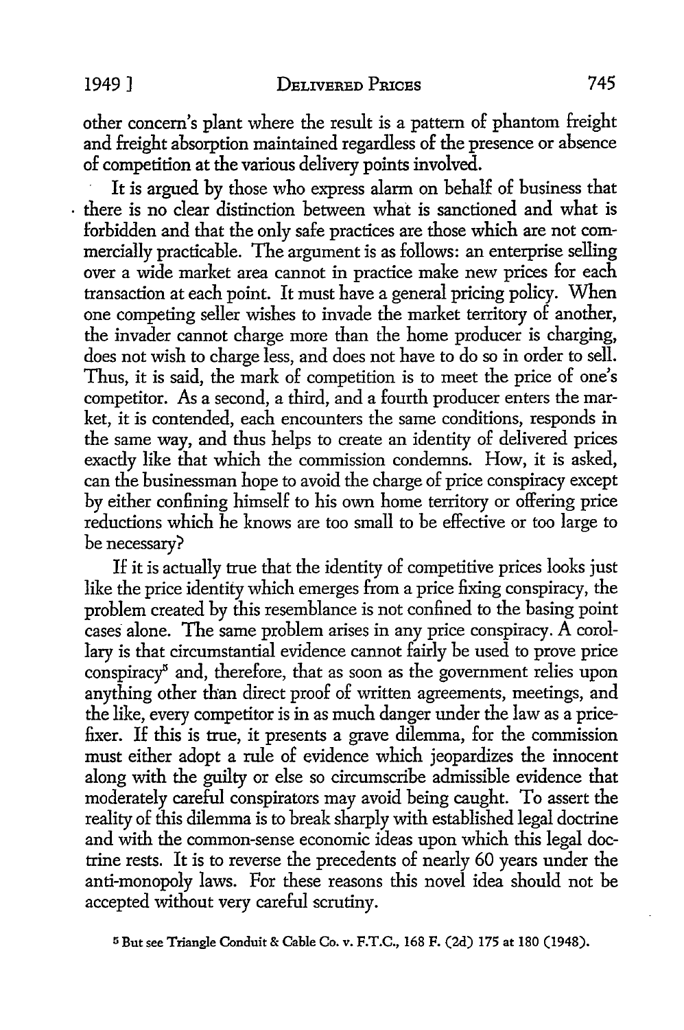other concern's plant where the result is a pattern of phantom freight and freight absorption maintained regardless of the presence or absence of competition at the various delivery points involved.

It is argued by those who express alarm on behalf of business that there is no clear distinction between what is sanctioned and what is forbidden and that the only safe practices are those which are not commercially practicable. The argument is as follows: an enterprise selling over a wide market area cannot in practice make new prices for each transaction at each point. It must have a general pricing policy. When one competing seller wishes to invade the market territory of another, the invader cannot charge more than the home producer is charging, does not wish to charge less, and does not have to do so in order to sell. Thus, it is said, the mark of competition is to meet the price of one's competitor. As a second, a third, and a fourth producer enters the market, it is contended, each encounters the same conditions, responds in the same way, and thus helps to create an identity of delivered prices exactly like that which the commission condemns. How, it is asked, can the businessman hope to avoid the charge of price conspiracy except by either confining himself to his own home territory or offering price reductions which he knows are too small to be effective or too large to be necessary?

If it is actually true that the identity of competitive prices looks just like the price identity which emerges from a price fixing conspiracy, the problem created by this resemblance is not confined to the basing point cases alone. The same problem arises in any price conspiracy. A corollary is that circumstantial evidence cannot fairly be used to prove price conspiracy[5] and, therefore, that as soon as the government relies upon anything other than direct proof of written agreements, meetings, and the like, every competitor is in as much danger under the law as a price-fixer. If this is true, it presents a grave dilemma, for the commission must either adopt a rule of evidence which jeopardizes the innocent along with the guilty or else so circumscribe admissible evidence that moderately careful conspirators may avoid being caught. To assert the reality of this dilemma is to break sharply with established legal doctrine and with the common-sense economic ideas upon which this legal doctrine rests. It is to reverse the precedents of nearly 60 years under the anti-monopoly laws. For these reasons this novel idea should not be accepted without very careful scrutiny.

[5] But see Triangle Conduit & Cable Co. v. F.T.C., 168 F. (2d) 175 at 180 (1948).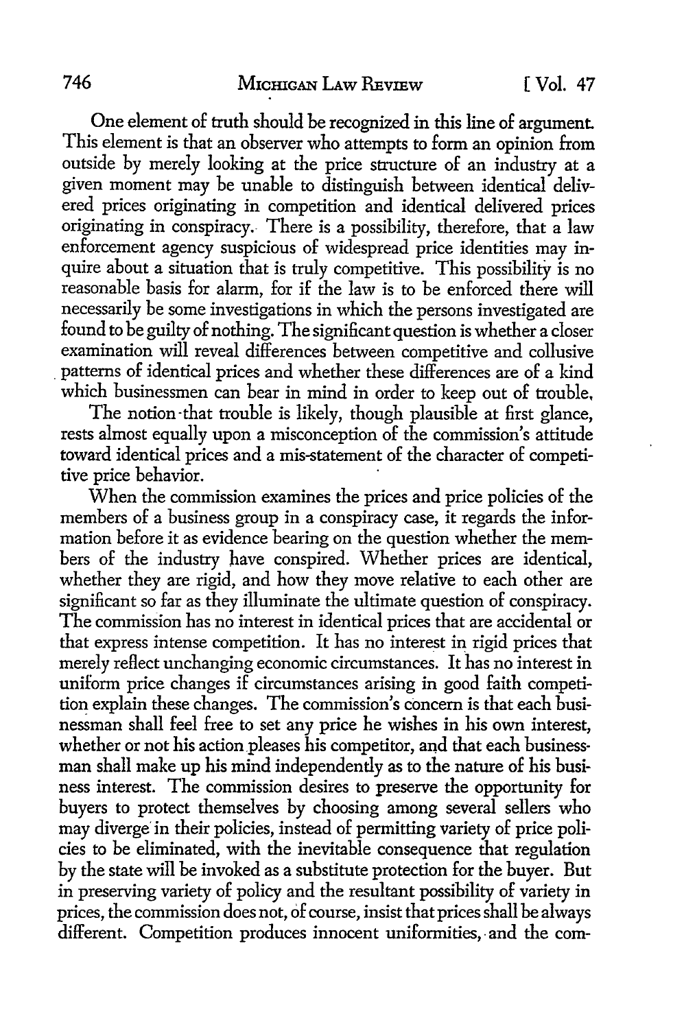One element of truth should be recognized in this line of argument. This element is that an observer who attempts to form an opinion from outside by merely looking at the price structure of an industry at a given moment may be unable to distinguish between identical delivered prices originating in competition and identical delivered prices originating in conspiracy. There is a possibility, therefore, that a law enforcement agency suspicious of widespread price identities may inquire about a situation that is truly competitive. This possibility is no reasonable basis for alarm, for if the law is to be enforced there will necessarily be some investigations in which the persons investigated are found to be guilty of nothing. The significant question is whether a closer examination will reveal differences between competitive and collusive patterns of identical prices and whether these differences are of a kind which businessmen can bear in mind in order to keep out of trouble.

The notion that trouble is likely, though plausible at first glance, rests almost equally upon a misconception of the commission's attitude toward identical prices and a mis-statement of the character of competitive price behavior.

When the commission examines the prices and price policies of the members of a business group in a conspiracy case, it regards the information before it as evidence bearing on the question whether the members of the industry have conspired. Whether prices are identical, whether they are rigid, and how they move relative to each other are significant so far as they illuminate the ultimate question of conspiracy. The commission has no interest in identical prices that are accidental or that express intense competition. It has no interest in rigid prices that merely reflect unchanging economic circumstances. It has no interest in uniform price changes if circumstances arising in good faith competition explain these changes. The commission's concern is that each businessman shall feel free to set any price he wishes in his own interest, whether or not his action pleases his competitor, and that each businessman shall make up his mind independently as to the nature of his business interest. The commission desires to preserve the opportunity for buyers to protect themselves by choosing among several sellers who may diverge in their policies, instead of permitting variety of price policies to be eliminated, with the inevitable consequence that regulation by the state will be invoked as a substitute protection for the buyer. But in preserving variety of policy and the resultant possibility of variety in prices, the commission does not, of course, insist that prices shall be always different. Competition produces innocent uniformities, and the com-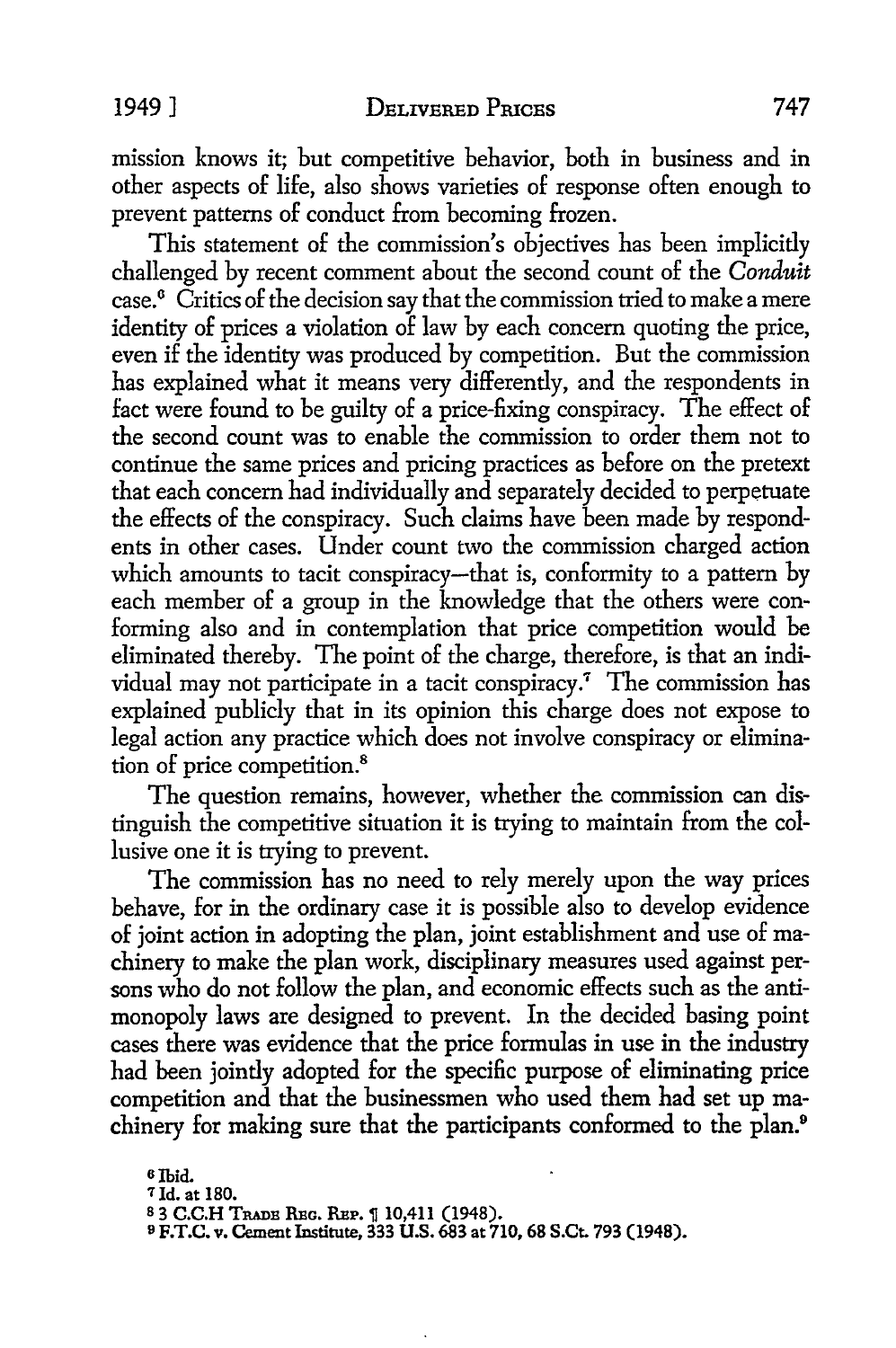mission knows it; but competitive behavior, both in business and in other aspects of life, also shows varieties of response often enough to prevent patterns of conduct from becoming frozen.

This statement of the commission's objectives has been implicitly challenged by recent comment about the second count of the *Conduit* case.[6] Critics of the decision say that the commission tried to make a mere identity of prices a violation of law by each concern quoting the price, even if the identity was produced by competition. But the commission has explained what it means very differently, and the respondents in fact were found to be guilty of a price-fixing conspiracy. The effect of the second count was to enable the commission to order them not to continue the same prices and pricing practices as before on the pretext that each concern had individually and separately decided to perpetuate the effects of the conspiracy. Such claims have been made by respondents in other cases. Under count two the commission charged action which amounts to tacit conspiracy—that is, conformity to a pattern by each member of a group in the knowledge that the others were conforming also and in contemplation that price competition would be eliminated thereby. The point of the charge, therefore, is that an individual may not participate in a tacit conspiracy.[7] The commission has explained publicly that in its opinion this charge does not expose to legal action any practice which does not involve conspiracy or elimination of price competition.[8]

The question remains, however, whether the commission can distinguish the competitive situation it is trying to maintain from the collusive one it is trying to prevent.

The commission has no need to rely merely upon the way prices behave, for in the ordinary case it is possible also to develop evidence of joint action in adopting the plan, joint establishment and use of machinery to make the plan work, disciplinary measures used against persons who do not follow the plan, and economic effects such as the antimonopoly laws are designed to prevent. In the decided basing point cases there was evidence that the price formulas in use in the industry had been jointly adopted for the specific purpose of eliminating price competition and that the businessmen who used them had set up machinery for making sure that the participants conformed to the plan.[9]

[6] Ibid.

[7] Id. at 180.

[8] 3 C.C.H TRADE REG. REP. ¶ 10,411 (1948).

[9] F.T.C. v. Cement Institute, 333 U.S. 683 at 710, 68 S.Ct. 793 (1948).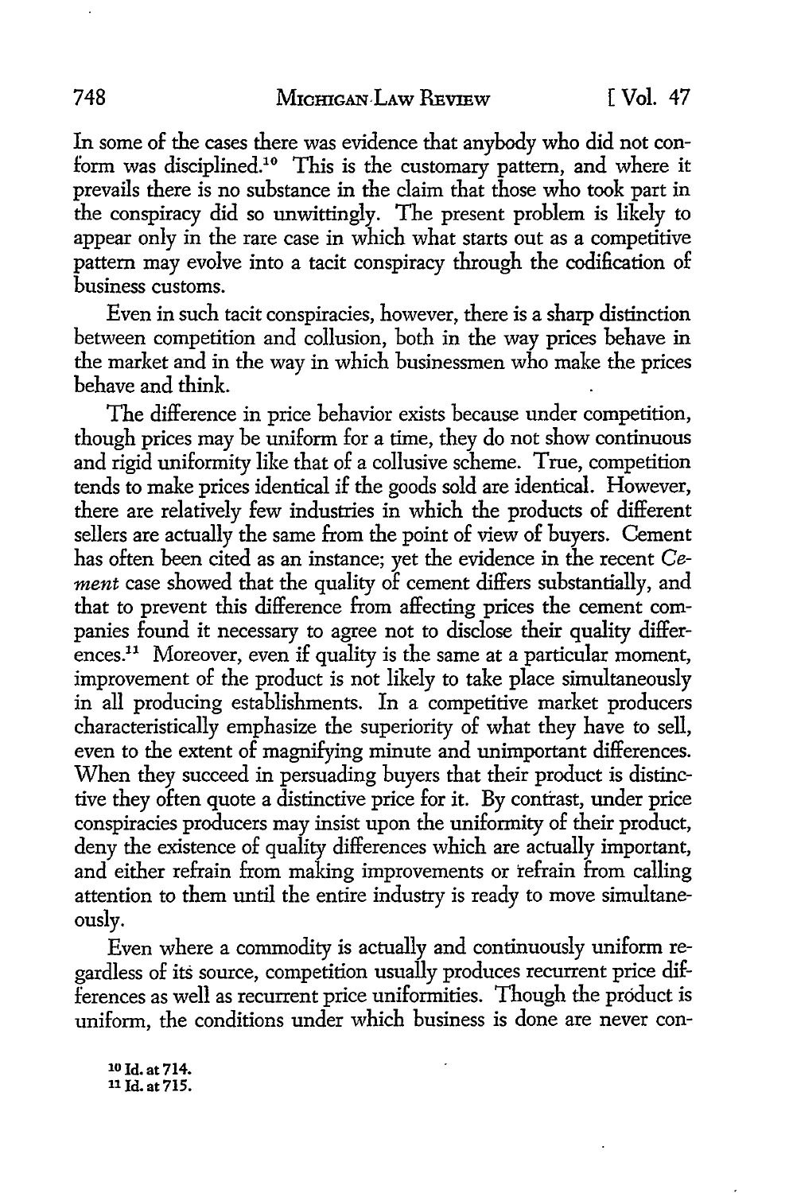In some of the cases there was evidence that anybody who did not conform was disciplined.[10] This is the customary pattern, and where it prevails there is no substance in the claim that those who took part in the conspiracy did so unwittingly. The present problem is likely to appear only in the rare case in which what starts out as a competitive pattern may evolve into a tacit conspiracy through the codification of business customs.

Even in such tacit conspiracies, however, there is a sharp distinction between competition and collusion, both in the way prices behave in the market and in the way in which businessmen who make the prices behave and think.

The difference in price behavior exists because under competition, though prices may be uniform for a time, they do not show continuous and rigid uniformity like that of a collusive scheme. True, competition tends to make prices identical if the goods sold are identical. However, there are relatively few industries in which the products of different sellers are actually the same from the point of view of buyers. Cement has often been cited as an instance; yet the evidence in the recent *Cement* case showed that the quality of cement differs substantially, and that to prevent this difference from affecting prices the cement companies found it necessary to agree not to disclose their quality differences.[11] Moreover, even if quality is the same at a particular moment, improvement of the product is not likely to take place simultaneously in all producing establishments. In a competitive market producers characteristically emphasize the superiority of what they have to sell, even to the extent of magnifying minute and unimportant differences. When they succeed in persuading buyers that their product is distinctive they often quote a distinctive price for it. By contrast, under price conspiracies producers may insist upon the uniformity of their product, deny the existence of quality differences which are actually important, and either refrain from making improvements or refrain from calling attention to them until the entire industry is ready to move simultaneously.

Even where a commodity is actually and continuously uniform regardless of its source, competition usually produces recurrent price differences as well as recurrent price uniformities. Though the product is uniform, the conditions under which business is done are never con-

[10] Id. at 714.
[11] Id. at 715.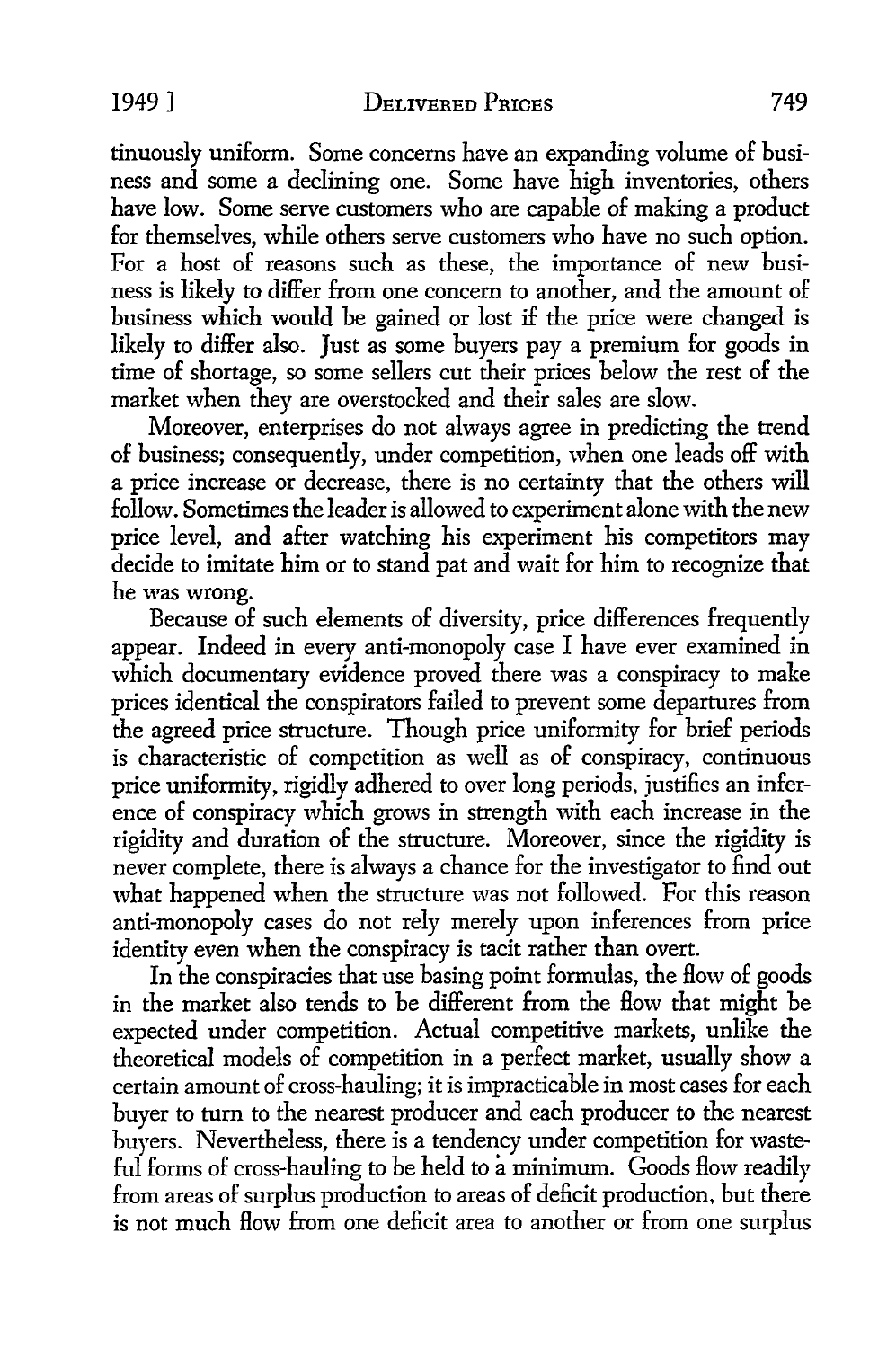tinuously uniform. Some concerns have an expanding volume of business and some a declining one. Some have high inventories, others have low. Some serve customers who are capable of making a product for themselves, while others serve customers who have no such option. For a host of reasons such as these, the importance of new business is likely to differ from one concern to another, and the amount of business which would be gained or lost if the price were changed is likely to differ also. Just as some buyers pay a premium for goods in time of shortage, so some sellers cut their prices below the rest of the market when they are overstocked and their sales are slow.

Moreover, enterprises do not always agree in predicting the trend of business; consequently, under competition, when one leads off with a price increase or decrease, there is no certainty that the others will follow. Sometimes the leader is allowed to experiment alone with the new price level, and after watching his experiment his competitors may decide to imitate him or to stand pat and wait for him to recognize that he was wrong.

Because of such elements of diversity, price differences frequently appear. Indeed in every anti-monopoly case I have ever examined in which documentary evidence proved there was a conspiracy to make prices identical the conspirators failed to prevent some departures from the agreed price structure. Though price uniformity for brief periods is characteristic of competition as well as of conspiracy, continuous price uniformity, rigidly adhered to over long periods, justifies an inference of conspiracy which grows in strength with each increase in the rigidity and duration of the structure. Moreover, since the rigidity is never complete, there is always a chance for the investigator to find out what happened when the structure was not followed. For this reason anti-monopoly cases do not rely merely upon inferences from price identity even when the conspiracy is tacit rather than overt.

In the conspiracies that use basing point formulas, the flow of goods in the market also tends to be different from the flow that might be expected under competition. Actual competitive markets, unlike the theoretical models of competition in a perfect market, usually show a certain amount of cross-hauling; it is impracticable in most cases for each buyer to turn to the nearest producer and each producer to the nearest buyers. Nevertheless, there is a tendency under competition for wasteful forms of cross-hauling to be held to a minimum. Goods flow readily from areas of surplus production to areas of deficit production, but there is not much flow from one deficit area to another or from one surplus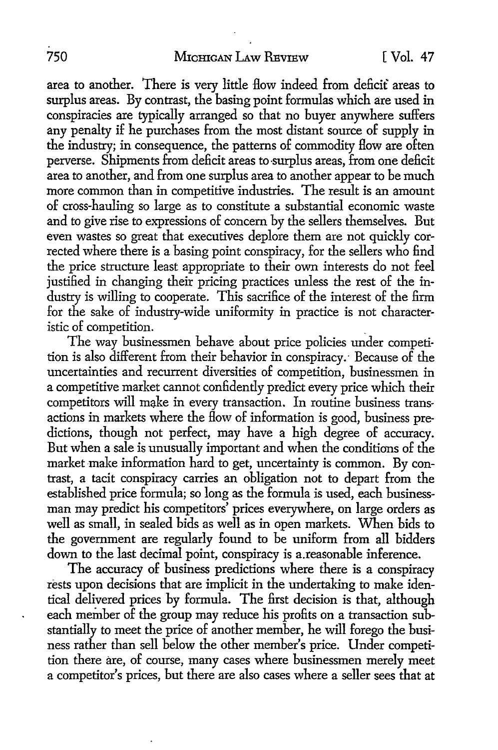area to another. There is very little flow indeed from deficit areas to surplus areas. By contrast, the basing point formulas which are used in conspiracies are typically arranged so that no buyer anywhere suffers any penalty if he purchases from the most distant source of supply in the industry; in consequence, the patterns of commodity flow are often perverse. Shipments from deficit areas to surplus areas, from one deficit area to another, and from one surplus area to another appear to be much more common than in competitive industries. The result is an amount of cross-hauling so large as to constitute a substantial economic waste and to give rise to expressions of concern by the sellers themselves. But even wastes so great that executives deplore them are not quickly corrected where there is a basing point conspiracy, for the sellers who find the price structure least appropriate to their own interests do not feel justified in changing their pricing practices unless the rest of the industry is willing to cooperate. This sacrifice of the interest of the firm for the sake of industry-wide uniformity in practice is not characteristic of competition.

The way businessmen behave about price policies under competition is also different from their behavior in conspiracy. Because of the uncertainties and recurrent diversities of competition, businessmen in a competitive market cannot confidently predict every price which their competitors will make in every transaction. In routine business transactions in markets where the flow of information is good, business predictions, though not perfect, may have a high degree of accuracy. But when a sale is unusually important and when the conditions of the market make information hard to get, uncertainty is common. By contrast, a tacit conspiracy carries an obligation not to depart from the established price formula; so long as the formula is used, each businessman may predict his competitors' prices everywhere, on large orders as well as small, in sealed bids as well as in open markets. When bids to the government are regularly found to be uniform from all bidders down to the last decimal point, conspiracy is a reasonable inference.

The accuracy of business predictions where there is a conspiracy rests upon decisions that are implicit in the undertaking to make identical delivered prices by formula. The first decision is that, although each member of the group may reduce his profits on a transaction substantially to meet the price of another member, he will forego the business rather than sell below the other member's price. Under competition there are, of course, many cases where businessmen merely meet a competitor's prices, but there are also cases where a seller sees that at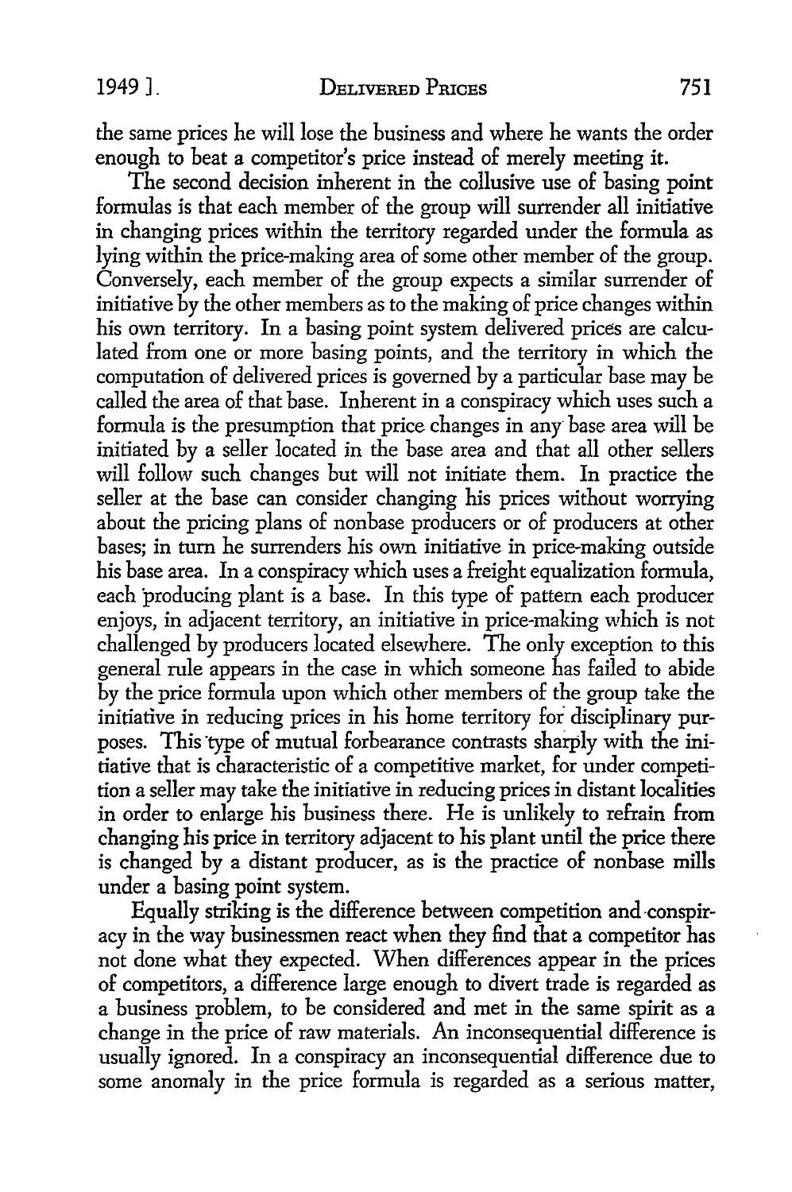the same prices he will lose the business and where he wants the order enough to beat a competitor's price instead of merely meeting it.

The second decision inherent in the collusive use of basing point formulas is that each member of the group will surrender all initiative in changing prices within the territory regarded under the formula as lying within the price-making area of some other member of the group. Conversely, each member of the group expects a similar surrender of initiative by the other members as to the making of price changes within his own territory. In a basing point system delivered prices are calculated from one or more basing points, and the territory in which the computation of delivered prices is governed by a particular base may be called the area of that base. Inherent in a conspiracy which uses such a formula is the presumption that price changes in any base area will be initiated by a seller located in the base area and that all other sellers will follow such changes but will not initiate them. In practice the seller at the base can consider changing his prices without worrying about the pricing plans of nonbase producers or of producers at other bases; in turn he surrenders his own initiative in price-making outside his base area. In a conspiracy which uses a freight equalization formula, each producing plant is a base. In this type of pattern each producer enjoys, in adjacent territory, an initiative in price-making which is not challenged by producers located elsewhere. The only exception to this general rule appears in the case in which someone has failed to abide by the price formula upon which other members of the group take the initiative in reducing prices in his home territory for disciplinary purposes. This type of mutual forbearance contrasts sharply with the initiative that is characteristic of a competitive market, for under competition a seller may take the initiative in reducing prices in distant localities in order to enlarge his business there. He is unlikely to refrain from changing his price in territory adjacent to his plant until the price there is changed by a distant producer, as is the practice of nonbase mills under a basing point system.

Equally striking is the difference between competition and conspiracy in the way businessmen react when they find that a competitor has not done what they expected. When differences appear in the prices of competitors, a difference large enough to divert trade is regarded as a business problem, to be considered and met in the same spirit as a change in the price of raw materials. An inconsequential difference is usually ignored. In a conspiracy an inconsequential difference due to some anomaly in the price formula is regarded as a serious matter,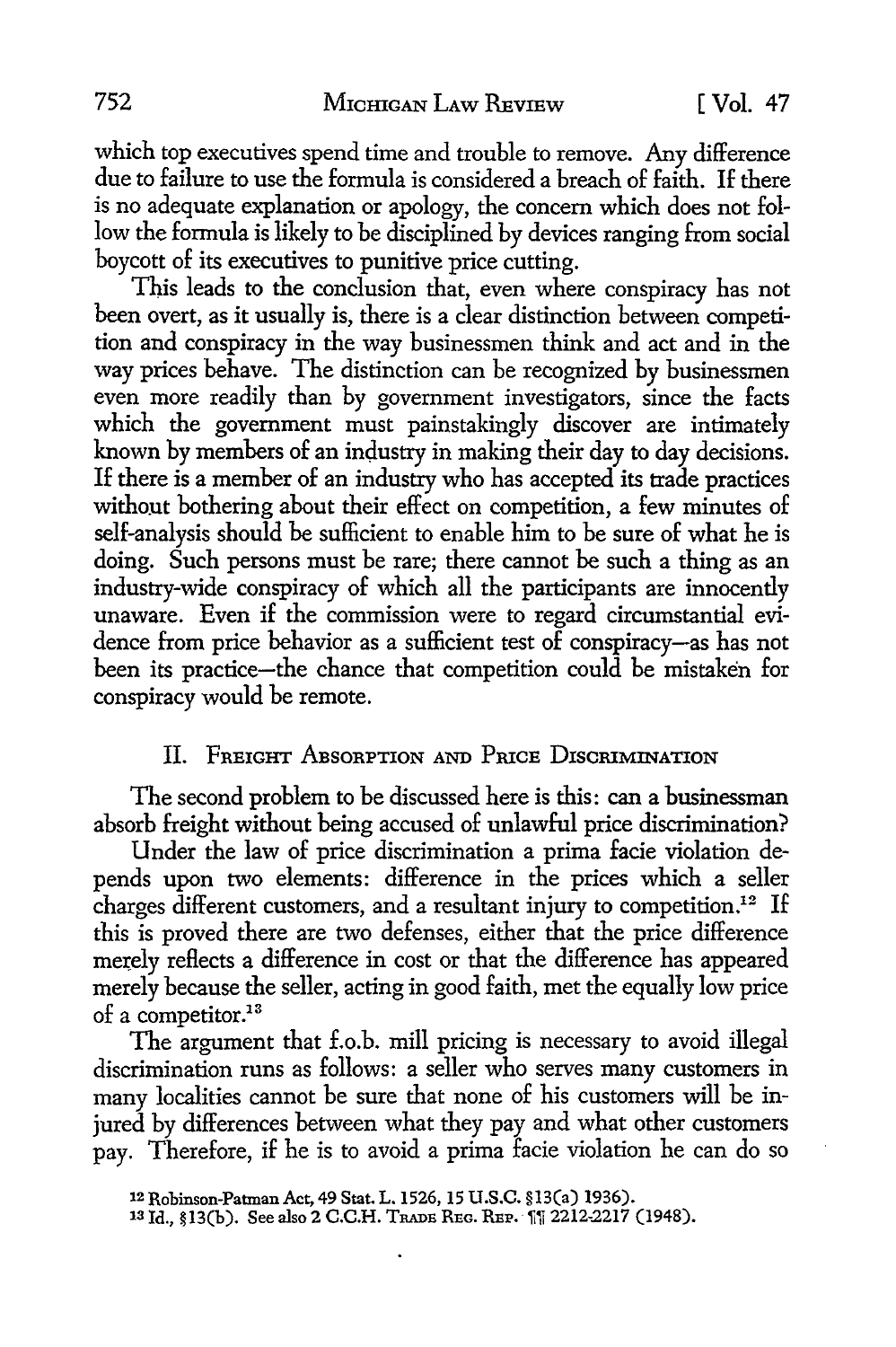which top executives spend time and trouble to remove. Any difference due to failure to use the formula is considered a breach of faith. If there is no adequate explanation or apology, the concern which does not follow the formula is likely to be disciplined by devices ranging from social boycott of its executives to punitive price cutting.

This leads to the conclusion that, even where conspiracy has not been overt, as it usually is, there is a clear distinction between competition and conspiracy in the way businessmen think and act and in the way prices behave. The distinction can be recognized by businessmen even more readily than by government investigators, since the facts which the government must painstakingly discover are intimately known by members of an industry in making their day to day decisions. If there is a member of an industry who has accepted its trade practices without bothering about their effect on competition, a few minutes of self-analysis should be sufficient to enable him to be sure of what he is doing. Such persons must be rare; there cannot be such a thing as an industry-wide conspiracy of which all the participants are innocently unaware. Even if the commission were to regard circumstantial evidence from price behavior as a sufficient test of conspiracy—as has not been its practice—the chance that competition could be mistaken for conspiracy would be remote.

## II. Freight Absorption and Price Discrimination

The second problem to be discussed here is this: can a businessman absorb freight without being accused of unlawful price discrimination?

Under the law of price discrimination a prima facie violation depends upon two elements: difference in the prices which a seller charges different customers, and a resultant injury to competition.[12] If this is proved there are two defenses, either that the price difference merely reflects a difference in cost or that the difference has appeared merely because the seller, acting in good faith, met the equally low price of a competitor.[13]

The argument that f.o.b. mill pricing is necessary to avoid illegal discrimination runs as follows: a seller who serves many customers in many localities cannot be sure that none of his customers will be injured by differences between what they pay and what other customers pay. Therefore, if he is to avoid a prima facie violation he can do so

---

[12] Robinson-Patman Act, 49 Stat. L. 1526, 15 U.S.C. §13(a) 1936).

[13] Id., §13(b). See also 2 C.C.H. Trade Reg. Rep. ¶¶ 2212-2217 (1948).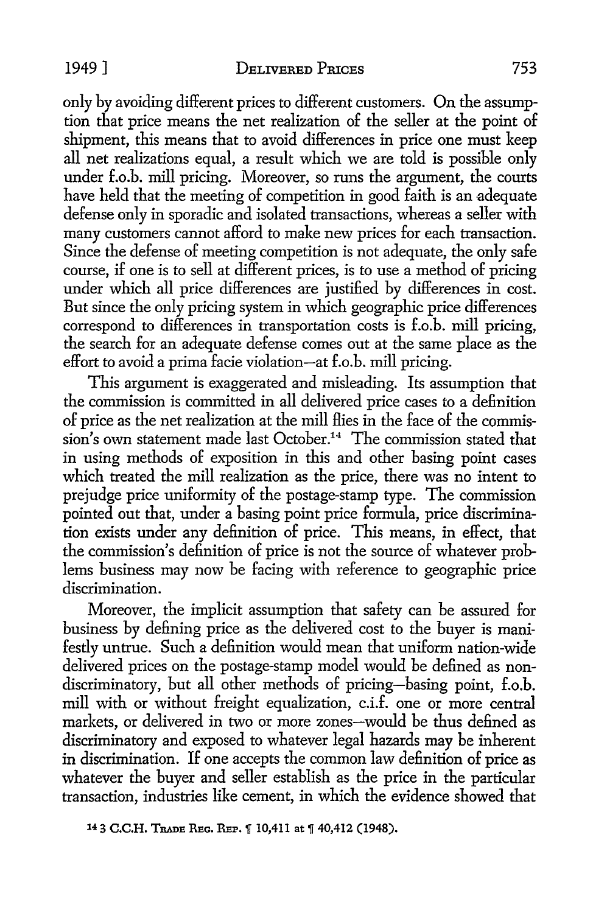only by avoiding different prices to different customers. On the assumption that price means the net realization of the seller at the point of shipment, this means that to avoid differences in price one must keep all net realizations equal, a result which we are told is possible only under f.o.b. mill pricing. Moreover, so runs the argument, the courts have held that the meeting of competition in good faith is an adequate defense only in sporadic and isolated transactions, whereas a seller with many customers cannot afford to make new prices for each transaction. Since the defense of meeting competition is not adequate, the only safe course, if one is to sell at different prices, is to use a method of pricing under which all price differences are justified by differences in cost. But since the only pricing system in which geographic price differences correspond to differences in transportation costs is f.o.b. mill pricing, the search for an adequate defense comes out at the same place as the effort to avoid a prima facie violation—at f.o.b. mill pricing.

This argument is exaggerated and misleading. Its assumption that the commission is committed in all delivered price cases to a definition of price as the net realization at the mill flies in the face of the commission's own statement made last October.[14] The commission stated that in using methods of exposition in this and other basing point cases which treated the mill realization as the price, there was no intent to prejudge price uniformity of the postage-stamp type. The commission pointed out that, under a basing point price formula, price discrimination exists under any definition of price. This means, in effect, that the commission's definition of price is not the source of whatever problems business may now be facing with reference to geographic price discrimination.

Moreover, the implicit assumption that safety can be assured for business by defining price as the delivered cost to the buyer is manifestly untrue. Such a definition would mean that uniform nation-wide delivered prices on the postage-stamp model would be defined as nondiscriminatory, but all other methods of pricing—basing point, f.o.b. mill with or without freight equalization, c.i.f. one or more central markets, or delivered in two or more zones—would be thus defined as discriminatory and exposed to whatever legal hazards may be inherent in discrimination. If one accepts the common law definition of price as whatever the buyer and seller establish as the price in the particular transaction, industries like cement, in which the evidence showed that

[14] 3 C.C.H. TRADE REG. REP. ¶ 10,411 at ¶ 40,412 (1948).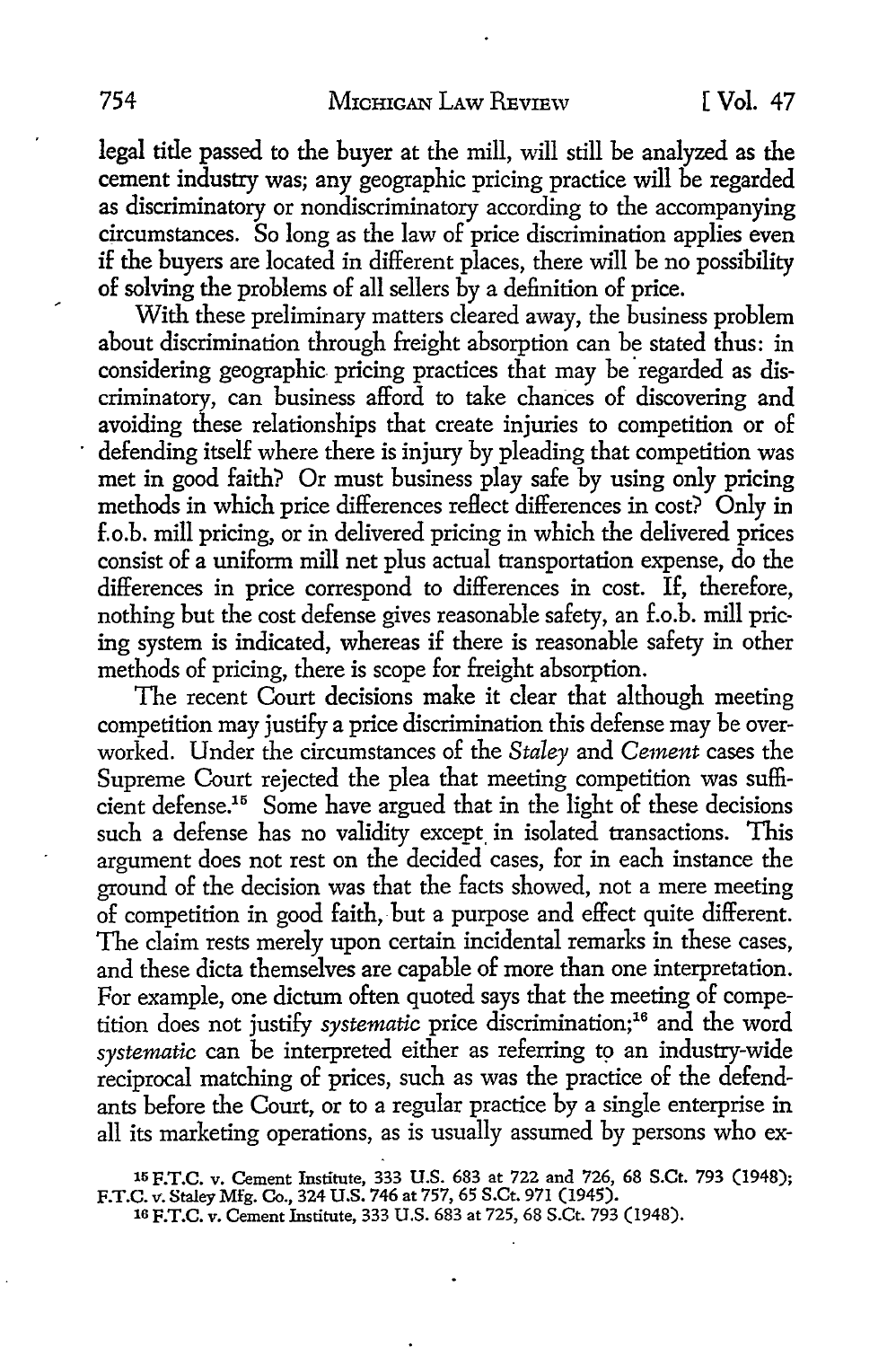legal title passed to the buyer at the mill, will still be analyzed as the cement industry was; any geographic pricing practice will be regarded as discriminatory or nondiscriminatory according to the accompanying circumstances. So long as the law of price discrimination applies even if the buyers are located in different places, there will be no possibility of solving the problems of all sellers by a definition of price.

With these preliminary matters cleared away, the business problem about discrimination through freight absorption can be stated thus: in considering geographic pricing practices that may be regarded as discriminatory, can business afford to take chances of discovering and avoiding these relationships that create injuries to competition or of defending itself where there is injury by pleading that competition was met in good faith? Or must business play safe by using only pricing methods in which price differences reflect differences in cost? Only in f.o.b. mill pricing, or in delivered pricing in which the delivered prices consist of a uniform mill net plus actual transportation expense, do the differences in price correspond to differences in cost. If, therefore, nothing but the cost defense gives reasonable safety, an f.o.b. mill pricing system is indicated, whereas if there is reasonable safety in other methods of pricing, there is scope for freight absorption.

The recent Court decisions make it clear that although meeting competition may justify a price discrimination this defense may be overworked. Under the circumstances of the *Staley* and *Cement* cases the Supreme Court rejected the plea that meeting competition was sufficient defense.[15] Some have argued that in the light of these decisions such a defense has no validity except in isolated transactions. This argument does not rest on the decided cases, for in each instance the ground of the decision was that the facts showed, not a mere meeting of competition in good faith, but a purpose and effect quite different. The claim rests merely upon certain incidental remarks in these cases, and these dicta themselves are capable of more than one interpretation. For example, one dictum often quoted says that the meeting of competition does not justify *systematic* price discrimination;[16] and the word *systematic* can be interpreted either as referring to an industry-wide reciprocal matching of prices, such as was the practice of the defendants before the Court, or to a regular practice by a single enterprise in all its marketing operations, as is usually assumed by persons who ex-

[15] F.T.C. v. Cement Institute, 333 U.S. 683 at 722 and 726, 68 S.Ct. 793 (1948); F.T.C. v. Staley Mfg. Co., 324 U.S. 746 at 757, 65 S.Ct. 971 (1945).

[16] F.T.C. v. Cement Institute, 333 U.S. 683 at 725, 68 S.Ct. 793 (1948).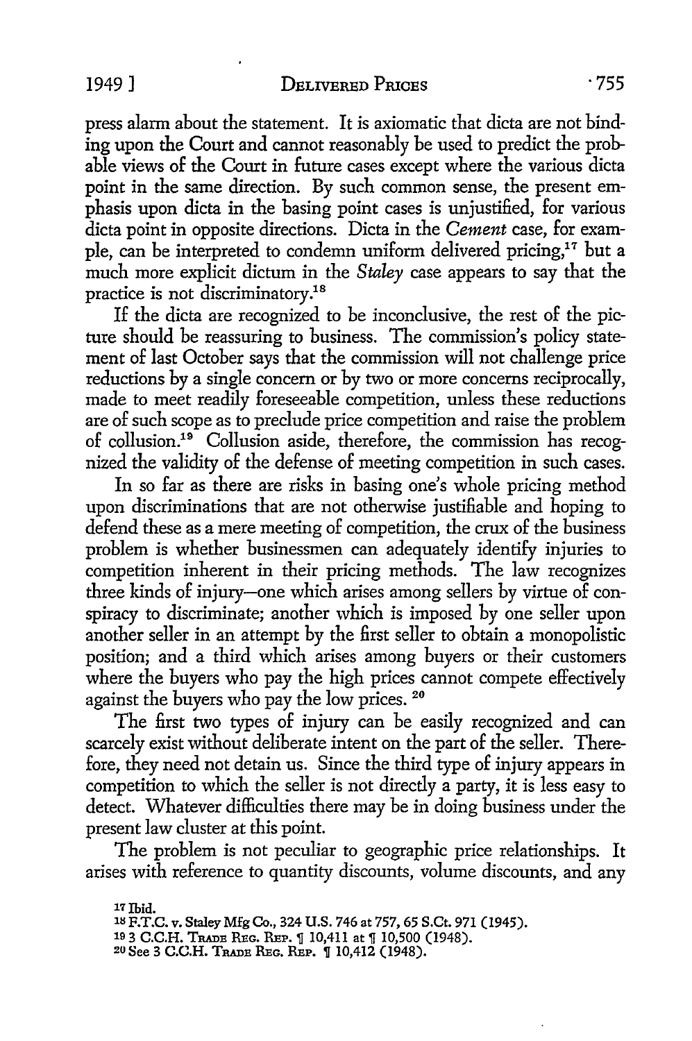press alarm about the statement. It is axiomatic that dicta are not binding upon the Court and cannot reasonably be used to predict the probable views of the Court in future cases except where the various dicta point in the same direction. By such common sense, the present emphasis upon dicta in the basing point cases is unjustified, for various dicta point in opposite directions. Dicta in the *Cement* case, for example, can be interpreted to condemn uniform delivered pricing,[17] but a much more explicit dictum in the *Staley* case appears to say that the practice is not discriminatory.[18]

If the dicta are recognized to be inconclusive, the rest of the picture should be reassuring to business. The commission's policy statement of last October says that the commission will not challenge price reductions by a single concern or by two or more concerns reciprocally, made to meet readily foreseeable competition, unless these reductions are of such scope as to preclude price competition and raise the problem of collusion.[19] Collusion aside, therefore, the commission has recognized the validity of the defense of meeting competition in such cases.

In so far as there are risks in basing one's whole pricing method upon discriminations that are not otherwise justifiable and hoping to defend these as a mere meeting of competition, the crux of the business problem is whether businessmen can adequately identify injuries to competition inherent in their pricing methods. The law recognizes three kinds of injury—one which arises among sellers by virtue of conspiracy to discriminate; another which is imposed by one seller upon another seller in an attempt by the first seller to obtain a monopolistic position; and a third which arises among buyers or their customers where the buyers who pay the high prices cannot compete effectively against the buyers who pay the low prices.[20]

The first two types of injury can be easily recognized and can scarcely exist without deliberate intent on the part of the seller. Therefore, they need not detain us. Since the third type of injury appears in competition to which the seller is not directly a party, it is less easy to detect. Whatever difficulties there may be in doing business under the present law cluster at this point.

The problem is not peculiar to geographic price relationships. It arises with reference to quantity discounts, volume discounts, and any

[17] Ibid.

[18] F.T.C. v. Staley Mfg Co., 324 U.S. 746 at 757, 65 S.Ct. 971 (1945).

[19] 3 C.C.H. Trade Reg. Rep. ¶ 10,411 at ¶ 10,500 (1948).

[20] See 3 C.C.H. Trade Reg. Rep. ¶ 10,412 (1948).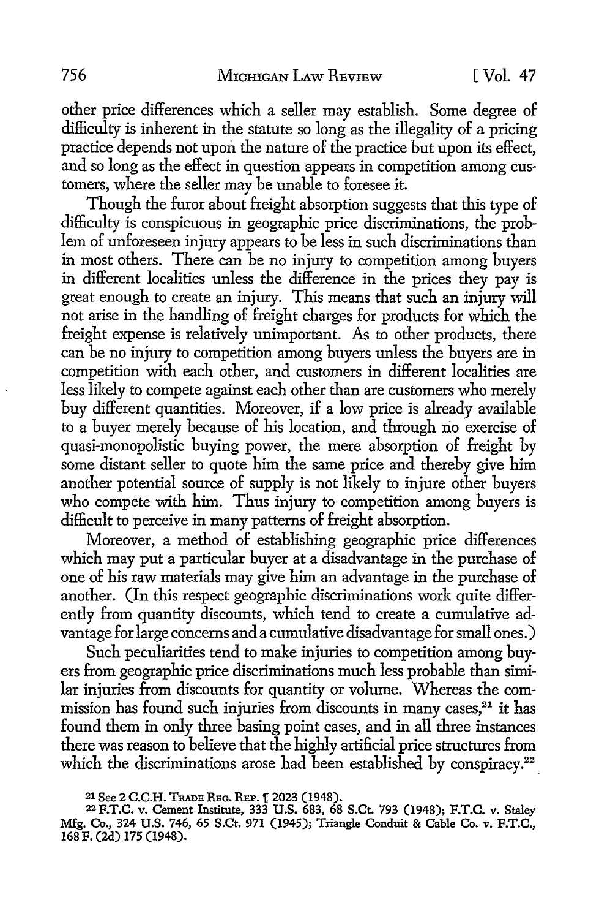other price differences which a seller may establish. Some degree of difficulty is inherent in the statute so long as the illegality of a pricing practice depends not upon the nature of the practice but upon its effect, and so long as the effect in question appears in competition among customers, where the seller may be unable to foresee it.

Though the furor about freight absorption suggests that this type of difficulty is conspicuous in geographic price discriminations, the problem of unforeseen injury appears to be less in such discriminations than in most others. There can be no injury to competition among buyers in different localities unless the difference in the prices they pay is great enough to create an injury. This means that such an injury will not arise in the handling of freight charges for products for which the freight expense is relatively unimportant. As to other products, there can be no injury to competition among buyers unless the buyers are in competition with each other, and customers in different localities are less likely to compete against each other than are customers who merely buy different quantities. Moreover, if a low price is already available to a buyer merely because of his location, and through no exercise of quasi-monopolistic buying power, the mere absorption of freight by some distant seller to quote him the same price and thereby give him another potential source of supply is not likely to injure other buyers who compete with him. Thus injury to competition among buyers is difficult to perceive in many patterns of freight absorption.

Moreover, a method of establishing geographic price differences which may put a particular buyer at a disadvantage in the purchase of one of his raw materials may give him an advantage in the purchase of another. (In this respect geographic discriminations work quite differently from quantity discounts, which tend to create a cumulative advantage for large concerns and a cumulative disadvantage for small ones.)

Such peculiarities tend to make injuries to competition among buyers from geographic price discriminations much less probable than similar injuries from discounts for quantity or volume. Whereas the commission has found such injuries from discounts in many cases,[21] it has found them in only three basing point cases, and in all three instances there was reason to believe that the highly artificial price structures from which the discriminations arose had been established by conspiracy.[22]

[21] See 2 C.C.H. Trade Reg. Rep. ¶ 2023 (1948).

[22] F.T.C. v. Cement Institute, 333 U.S. 683, 68 S.Ct. 793 (1948); F.T.C. v. Staley Mfg. Co., 324 U.S. 746, 65 S.Ct. 971 (1945); Triangle Conduit & Cable Co. v. F.T.C., 168 F. (2d) 175 (1948).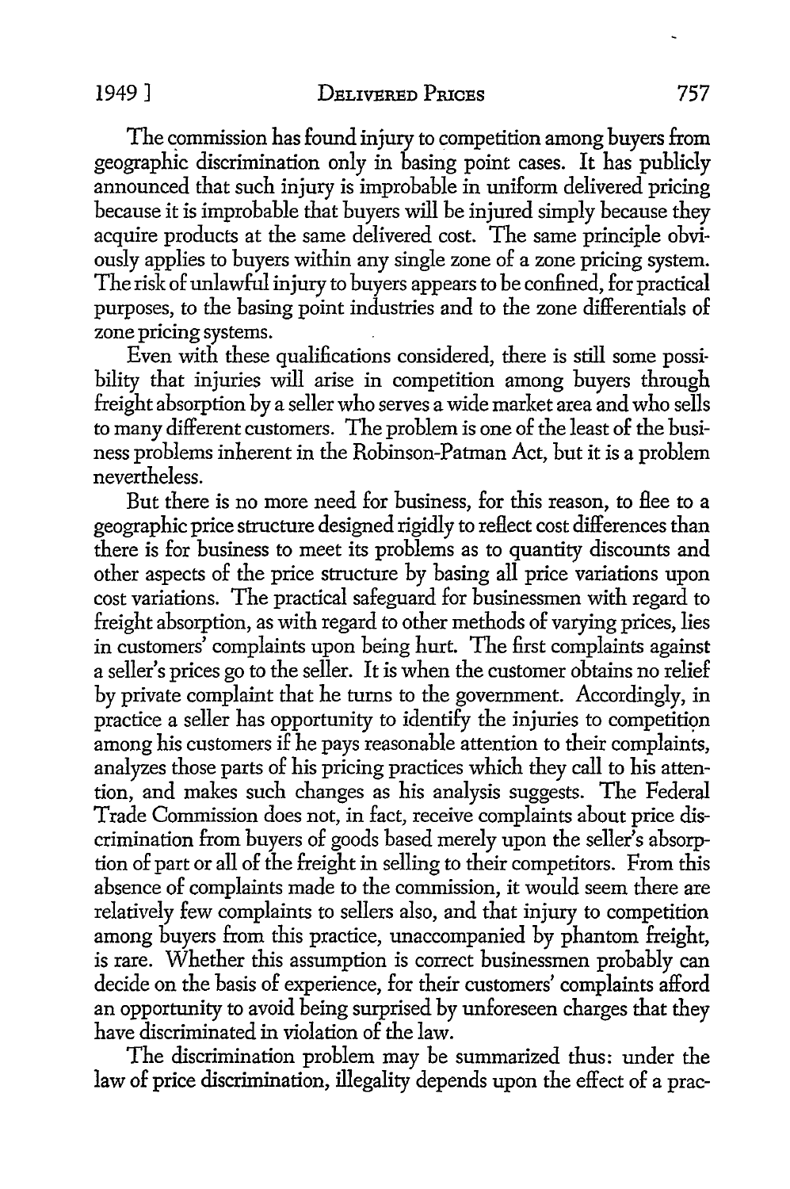The commission has found injury to competition among buyers from geographic discrimination only in basing point cases. It has publicly announced that such injury is improbable in uniform delivered pricing because it is improbable that buyers will be injured simply because they acquire products at the same delivered cost. The same principle obviously applies to buyers within any single zone of a zone pricing system. The risk of unlawful injury to buyers appears to be confined, for practical purposes, to the basing point industries and to the zone differentials of zone pricing systems.

Even with these qualifications considered, there is still some possibility that injuries will arise in competition among buyers through freight absorption by a seller who serves a wide market area and who sells to many different customers. The problem is one of the least of the business problems inherent in the Robinson-Patman Act, but it is a problem nevertheless.

But there is no more need for business, for this reason, to flee to a geographic price structure designed rigidly to reflect cost differences than there is for business to meet its problems as to quantity discounts and other aspects of the price structure by basing all price variations upon cost variations. The practical safeguard for businessmen with regard to freight absorption, as with regard to other methods of varying prices, lies in customers' complaints upon being hurt. The first complaints against a seller's prices go to the seller. It is when the customer obtains no relief by private complaint that he turns to the government. Accordingly, in practice a seller has opportunity to identify the injuries to competition among his customers if he pays reasonable attention to their complaints, analyzes those parts of his pricing practices which they call to his attention, and makes such changes as his analysis suggests. The Federal Trade Commission does not, in fact, receive complaints about price discrimination from buyers of goods based merely upon the seller's absorption of part or all of the freight in selling to their competitors. From this absence of complaints made to the commission, it would seem there are relatively few complaints to sellers also, and that injury to competition among buyers from this practice, unaccompanied by phantom freight, is rare. Whether this assumption is correct businessmen probably can decide on the basis of experience, for their customers' complaints afford an opportunity to avoid being surprised by unforeseen charges that they have discriminated in violation of the law.

The discrimination problem may be summarized thus: under the law of price discrimination, illegality depends upon the effect of a prac-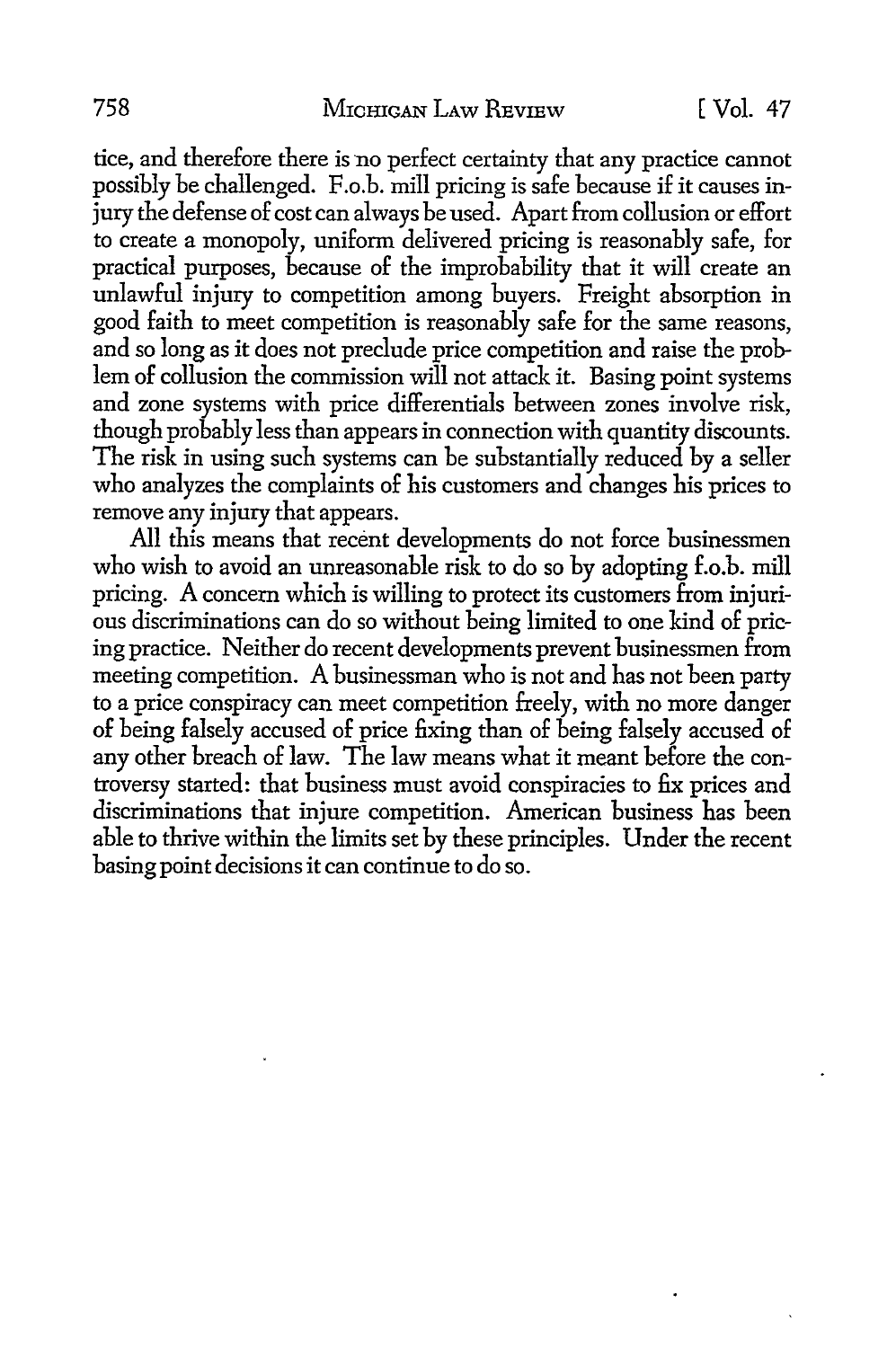tice, and therefore there is no perfect certainty that any practice cannot possibly be challenged. F.o.b. mill pricing is safe because if it causes injury the defense of cost can always be used. Apart from collusion or effort to create a monopoly, uniform delivered pricing is reasonably safe, for practical purposes, because of the improbability that it will create an unlawful injury to competition among buyers. Freight absorption in good faith to meet competition is reasonably safe for the same reasons, and so long as it does not preclude price competition and raise the problem of collusion the commission will not attack it. Basing point systems and zone systems with price differentials between zones involve risk, though probably less than appears in connection with quantity discounts. The risk in using such systems can be substantially reduced by a seller who analyzes the complaints of his customers and changes his prices to remove any injury that appears.

All this means that recent developments do not force businessmen who wish to avoid an unreasonable risk to do so by adopting f.o.b. mill pricing. A concern which is willing to protect its customers from injurious discriminations can do so without being limited to one kind of pricing practice. Neither do recent developments prevent businessmen from meeting competition. A businessman who is not and has not been party to a price conspiracy can meet competition freely, with no more danger of being falsely accused of price fixing than of being falsely accused of any other breach of law. The law means what it meant before the controversy started: that business must avoid conspiracies to fix prices and discriminations that injure competition. American business has been able to thrive within the limits set by these principles. Under the recent basing point decisions it can continue to do so.